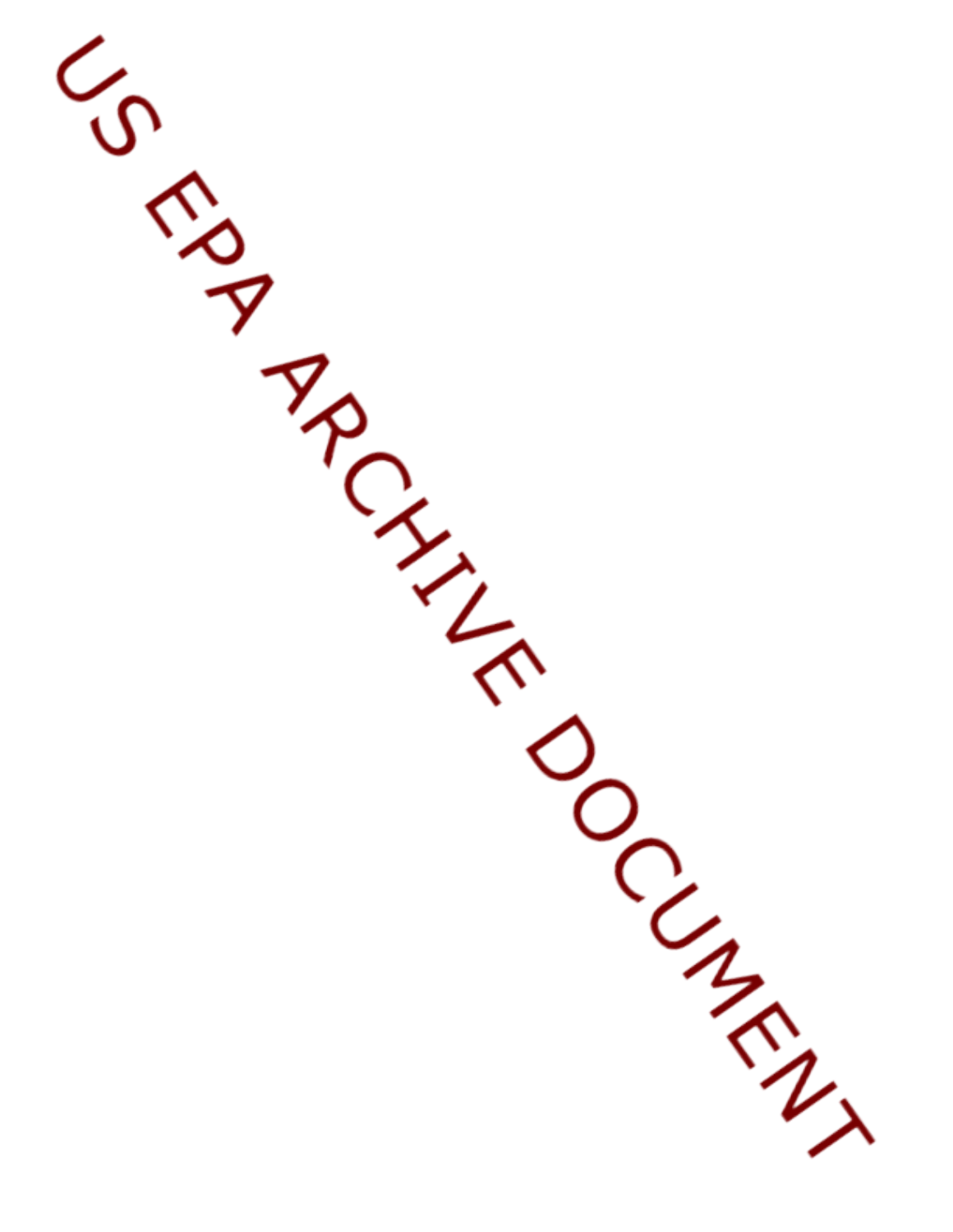US EPA ARCHIVE DOCUMENT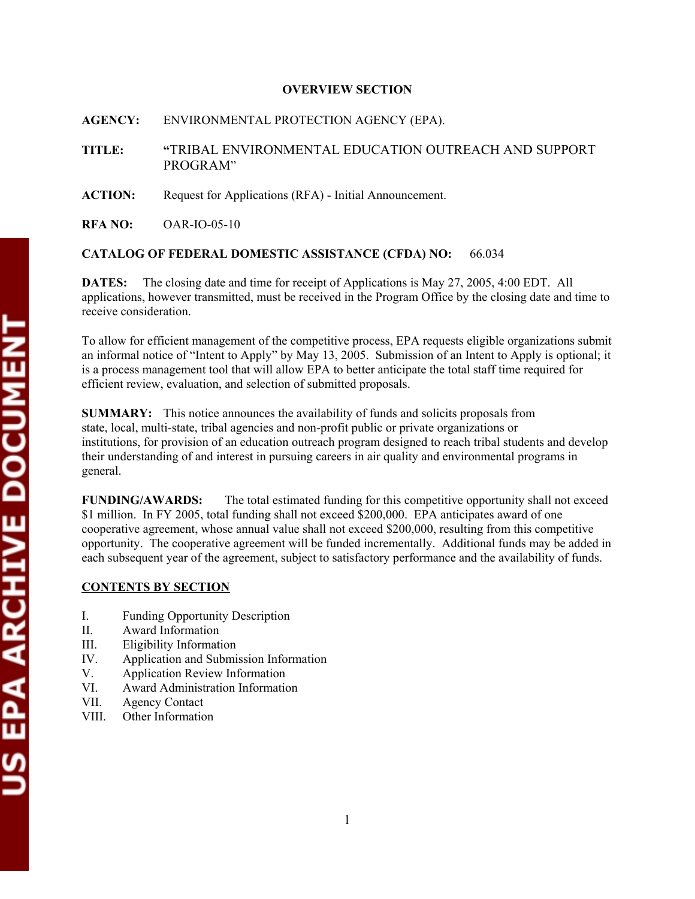# OVERVIEW SECTION

**AGENCY:** ENVIRONMENTAL PROTECTION AGENCY (EPA).

**TITLE:** "TRIBAL ENVIRONMENTAL EDUCATION OUTREACH AND SUPPORT PROGRAM"

**ACTION:** Request for Applications (RFA) - Initial Announcement.

**RFA NO:** OAR-IO-05-10

**CATALOG OF FEDERAL DOMESTIC ASSISTANCE (CFDA) NO:** 66.034

**DATES:** The closing date and time for receipt of Applications is May 27, 2005, 4:00 EDT. All applications, however transmitted, must be received in the Program Office by the closing date and time to receive consideration.

To allow for efficient management of the competitive process, EPA requests eligible organizations submit an informal notice of "Intent to Apply" by May 13, 2005. Submission of an Intent to Apply is optional; it is a process management tool that will allow EPA to better anticipate the total staff time required for efficient review, evaluation, and selection of submitted proposals.

**SUMMARY:** This notice announces the availability of funds and solicits proposals from state, local, multi-state, tribal agencies and non-profit public or private organizations or institutions, for provision of an education outreach program designed to reach tribal students and develop their understanding of and interest in pursuing careers in air quality and environmental programs in general.

**FUNDING/AWARDS:** The total estimated funding for this competitive opportunity shall not exceed $1 million. In FY 2005, total funding shall not exceed $200,000. EPA anticipates award of one cooperative agreement, whose annual value shall not exceed $200,000, resulting from this competitive opportunity. The cooperative agreement will be funded incrementally. Additional funds may be added in each subsequent year of the agreement, subject to satisfactory performance and the availability of funds.

## CONTENTS BY SECTION

- I. Funding Opportunity Description
- II. Award Information
- III. Eligibility Information
- IV. Application and Submission Information
- V. Application Review Information
- VI. Award Administration Information
- VII. Agency Contact
- VIII. Other Information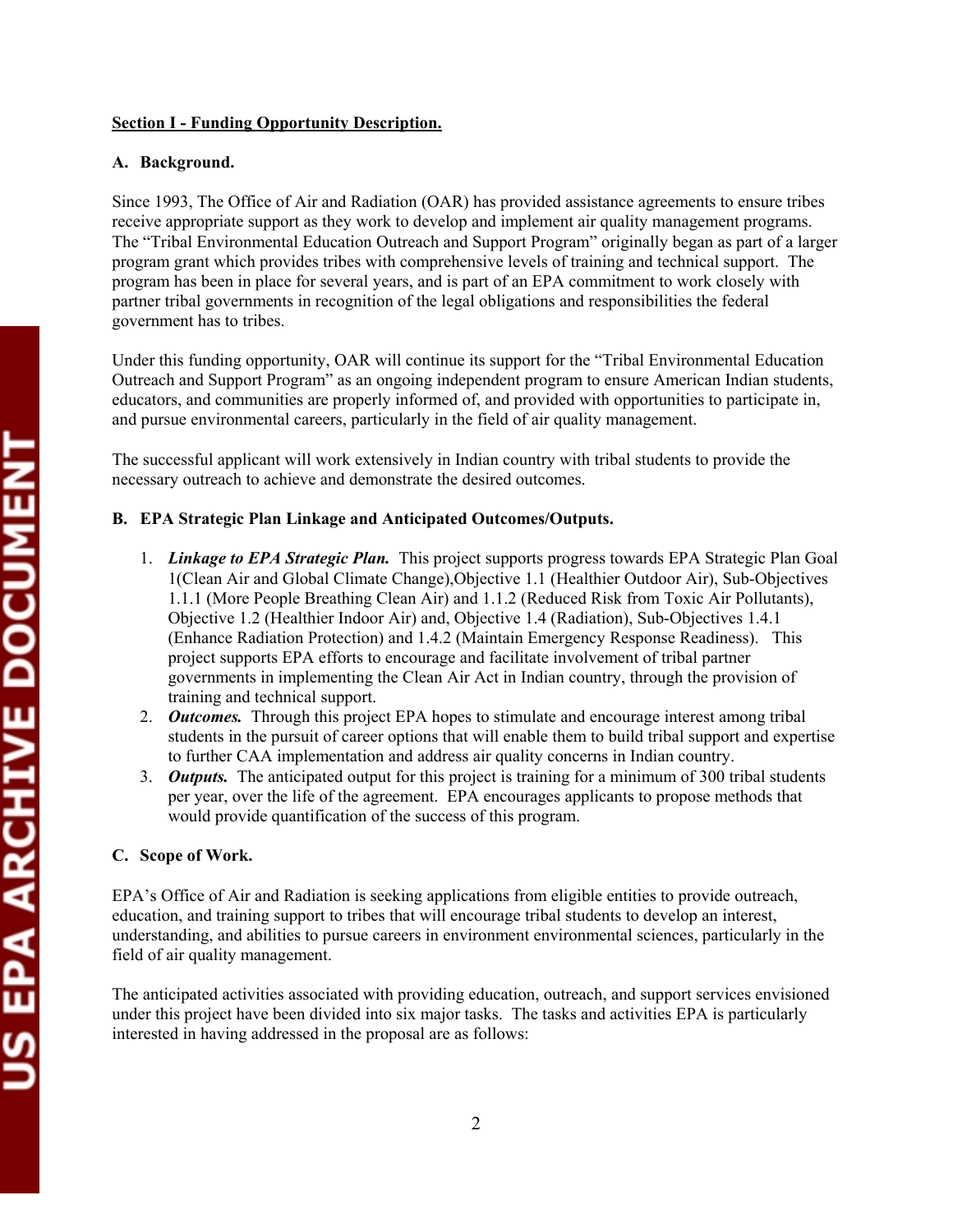**Section I - Funding Opportunity Description.**

**A. Background.**

Since 1993, The Office of Air and Radiation (OAR) has provided assistance agreements to ensure tribes receive appropriate support as they work to develop and implement air quality management programs. The "Tribal Environmental Education Outreach and Support Program" originally began as part of a larger program grant which provides tribes with comprehensive levels of training and technical support. The program has been in place for several years, and is part of an EPA commitment to work closely with partner tribal governments in recognition of the legal obligations and responsibilities the federal government has to tribes.

Under this funding opportunity, OAR will continue its support for the "Tribal Environmental Education Outreach and Support Program" as an ongoing independent program to ensure American Indian students, educators, and communities are properly informed of, and provided with opportunities to participate in, and pursue environmental careers, particularly in the field of air quality management.

The successful applicant will work extensively in Indian country with tribal students to provide the necessary outreach to achieve and demonstrate the desired outcomes.

**B. EPA Strategic Plan Linkage and Anticipated Outcomes/Outputs.**

1. ***Linkage to EPA Strategic Plan.*** This project supports progress towards EPA Strategic Plan Goal 1(Clean Air and Global Climate Change),Objective 1.1 (Healthier Outdoor Air), Sub-Objectives 1.1.1 (More People Breathing Clean Air) and 1.1.2 (Reduced Risk from Toxic Air Pollutants), Objective 1.2 (Healthier Indoor Air) and, Objective 1.4 (Radiation), Sub-Objectives 1.4.1 (Enhance Radiation Protection) and 1.4.2 (Maintain Emergency Response Readiness). This project supports EPA efforts to encourage and facilitate involvement of tribal partner governments in implementing the Clean Air Act in Indian country, through the provision of training and technical support.
2. ***Outcomes.*** Through this project EPA hopes to stimulate and encourage interest among tribal students in the pursuit of career options that will enable them to build tribal support and expertise to further CAA implementation and address air quality concerns in Indian country.
3. ***Outputs.*** The anticipated output for this project is training for a minimum of 300 tribal students per year, over the life of the agreement. EPA encourages applicants to propose methods that would provide quantification of the success of this program.

**C. Scope of Work.**

EPA's Office of Air and Radiation is seeking applications from eligible entities to provide outreach, education, and training support to tribes that will encourage tribal students to develop an interest, understanding, and abilities to pursue careers in environment environmental sciences, particularly in the field of air quality management.

The anticipated activities associated with providing education, outreach, and support services envisioned under this project have been divided into six major tasks. The tasks and activities EPA is particularly interested in having addressed in the proposal are as follows: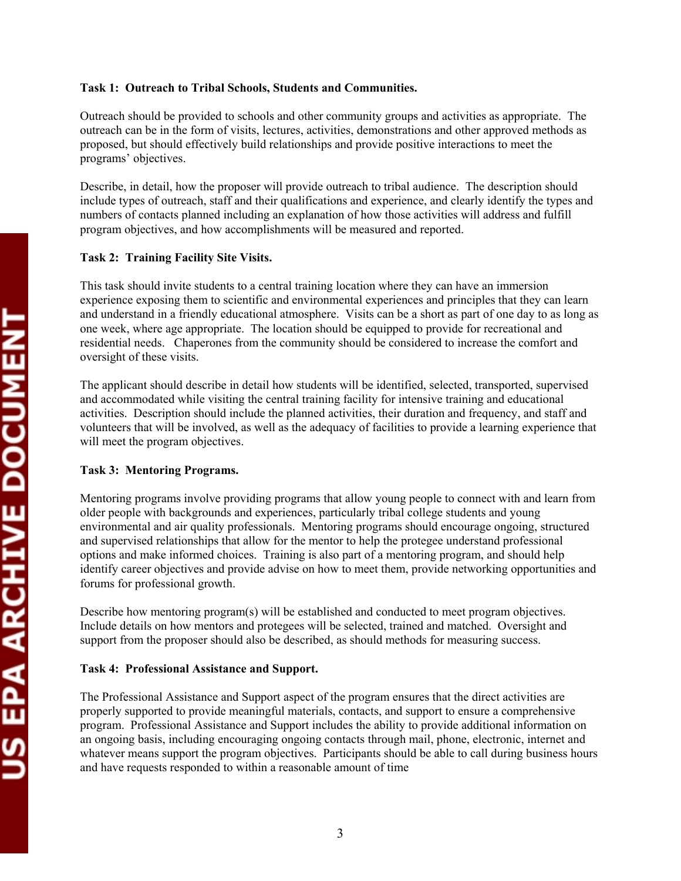**Task 1: Outreach to Tribal Schools, Students and Communities.**

Outreach should be provided to schools and other community groups and activities as appropriate. The outreach can be in the form of visits, lectures, activities, demonstrations and other approved methods as proposed, but should effectively build relationships and provide positive interactions to meet the programs' objectives.

Describe, in detail, how the proposer will provide outreach to tribal audience. The description should include types of outreach, staff and their qualifications and experience, and clearly identify the types and numbers of contacts planned including an explanation of how those activities will address and fulfill program objectives, and how accomplishments will be measured and reported.

**Task 2: Training Facility Site Visits.**

This task should invite students to a central training location where they can have an immersion experience exposing them to scientific and environmental experiences and principles that they can learn and understand in a friendly educational atmosphere. Visits can be a short as part of one day to as long as one week, where age appropriate. The location should be equipped to provide for recreational and residential needs. Chaperones from the community should be considered to increase the comfort and oversight of these visits.

The applicant should describe in detail how students will be identified, selected, transported, supervised and accommodated while visiting the central training facility for intensive training and educational activities. Description should include the planned activities, their duration and frequency, and staff and volunteers that will be involved, as well as the adequacy of facilities to provide a learning experience that will meet the program objectives.

**Task 3: Mentoring Programs.**

Mentoring programs involve providing programs that allow young people to connect with and learn from older people with backgrounds and experiences, particularly tribal college students and young environmental and air quality professionals. Mentoring programs should encourage ongoing, structured and supervised relationships that allow for the mentor to help the protegee understand professional options and make informed choices. Training is also part of a mentoring program, and should help identify career objectives and provide advise on how to meet them, provide networking opportunities and forums for professional growth.

Describe how mentoring program(s) will be established and conducted to meet program objectives. Include details on how mentors and protegees will be selected, trained and matched. Oversight and support from the proposer should also be described, as should methods for measuring success.

**Task 4: Professional Assistance and Support.**

The Professional Assistance and Support aspect of the program ensures that the direct activities are properly supported to provide meaningful materials, contacts, and support to ensure a comprehensive program. Professional Assistance and Support includes the ability to provide additional information on an ongoing basis, including encouraging ongoing contacts through mail, phone, electronic, internet and whatever means support the program objectives. Participants should be able to call during business hours and have requests responded to within a reasonable amount of time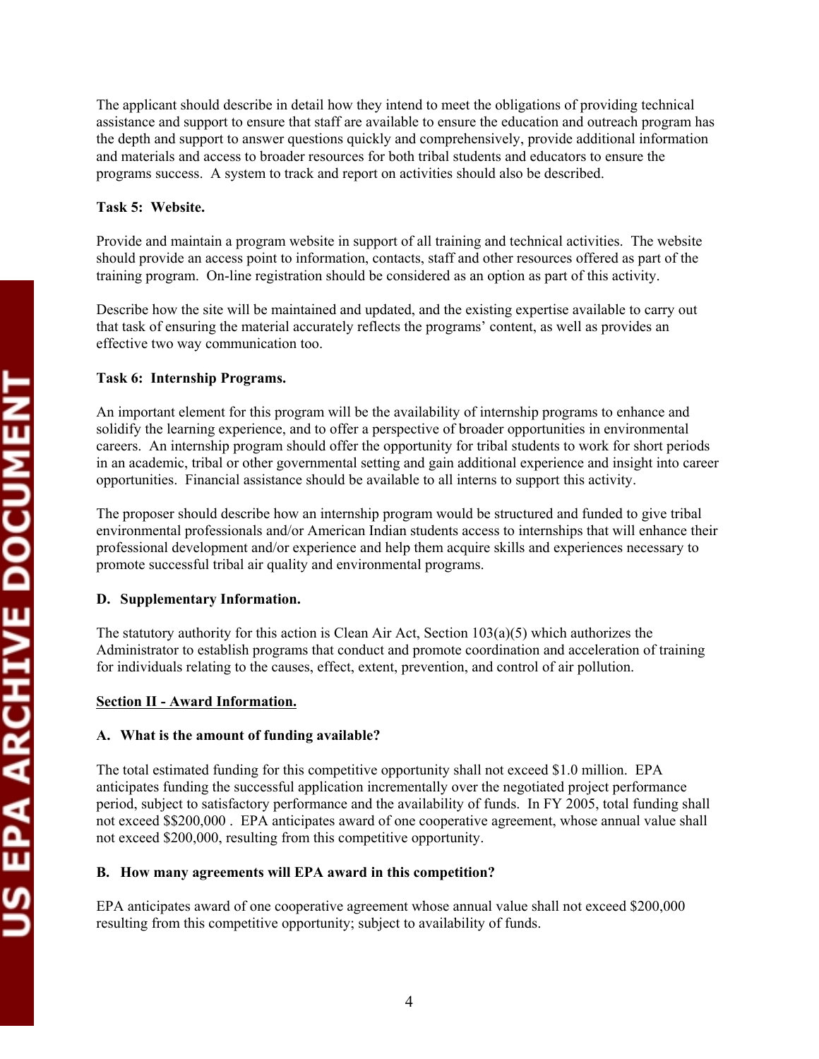The applicant should describe in detail how they intend to meet the obligations of providing technical assistance and support to ensure that staff are available to ensure the education and outreach program has the depth and support to answer questions quickly and comprehensively, provide additional information and materials and access to broader resources for both tribal students and educators to ensure the programs success. A system to track and report on activities should also be described.

**Task 5: Website.**

Provide and maintain a program website in support of all training and technical activities. The website should provide an access point to information, contacts, staff and other resources offered as part of the training program. On-line registration should be considered as an option as part of this activity.

Describe how the site will be maintained and updated, and the existing expertise available to carry out that task of ensuring the material accurately reflects the programs' content, as well as provides an effective two way communication too.

**Task 6: Internship Programs.**

An important element for this program will be the availability of internship programs to enhance and solidify the learning experience, and to offer a perspective of broader opportunities in environmental careers. An internship program should offer the opportunity for tribal students to work for short periods in an academic, tribal or other governmental setting and gain additional experience and insight into career opportunities. Financial assistance should be available to all interns to support this activity.

The proposer should describe how an internship program would be structured and funded to give tribal environmental professionals and/or American Indian students access to internships that will enhance their professional development and/or experience and help them acquire skills and experiences necessary to promote successful tribal air quality and environmental programs.

**D. Supplementary Information.**

The statutory authority for this action is Clean Air Act, Section 103(a)(5) which authorizes the Administrator to establish programs that conduct and promote coordination and acceleration of training for individuals relating to the causes, effect, extent, prevention, and control of air pollution.

## Section II - Award Information.

**A. What is the amount of funding available?**

The total estimated funding for this competitive opportunity shall not exceed $1.0 million. EPA anticipates funding the successful application incrementally over the negotiated project performance period, subject to satisfactory performance and the availability of funds. In FY 2005, total funding shall not exceed $$200,000 . EPA anticipates award of one cooperative agreement, whose annual value shall not exceed $200,000, resulting from this competitive opportunity.

**B. How many agreements will EPA award in this competition?**

EPA anticipates award of one cooperative agreement whose annual value shall not exceed $200,000 resulting from this competitive opportunity; subject to availability of funds.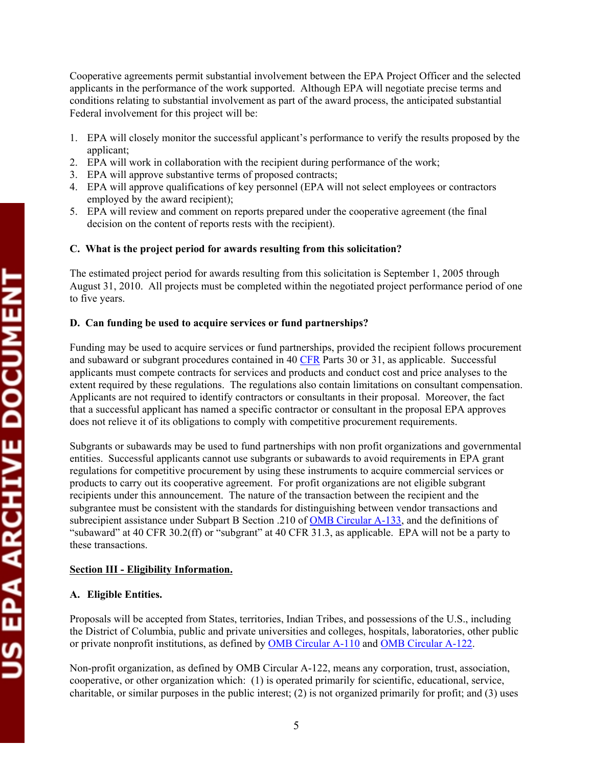Cooperative agreements permit substantial involvement between the EPA Project Officer and the selected applicants in the performance of the work supported. Although EPA will negotiate precise terms and conditions relating to substantial involvement as part of the award process, the anticipated substantial Federal involvement for this project will be:

1. EPA will closely monitor the successful applicant's performance to verify the results proposed by the applicant;
2. EPA will work in collaboration with the recipient during performance of the work;
3. EPA will approve substantive terms of proposed contracts;
4. EPA will approve qualifications of key personnel (EPA will not select employees or contractors employed by the award recipient);
5. EPA will review and comment on reports prepared under the cooperative agreement (the final decision on the content of reports rests with the recipient).

**C. What is the project period for awards resulting from this solicitation?**

The estimated project period for awards resulting from this solicitation is September 1, 2005 through August 31, 2010. All projects must be completed within the negotiated project performance period of one to five years.

**D. Can funding be used to acquire services or fund partnerships?**

Funding may be used to acquire services or fund partnerships, provided the recipient follows procurement and subaward or subgrant procedures contained in 40 CFR Parts 30 or 31, as applicable. Successful applicants must compete contracts for services and products and conduct cost and price analyses to the extent required by these regulations. The regulations also contain limitations on consultant compensation. Applicants are not required to identify contractors or consultants in their proposal. Moreover, the fact that a successful applicant has named a specific contractor or consultant in the proposal EPA approves does not relieve it of its obligations to comply with competitive procurement requirements.

Subgrants or subawards may be used to fund partnerships with non profit organizations and governmental entities. Successful applicants cannot use subgrants or subawards to avoid requirements in EPA grant regulations for competitive procurement by using these instruments to acquire commercial services or products to carry out its cooperative agreement. For profit organizations are not eligible subgrant recipients under this announcement. The nature of the transaction between the recipient and the subgrantee must be consistent with the standards for distinguishing between vendor transactions and subrecipient assistance under Subpart B Section .210 of OMB Circular A-133, and the definitions of "subaward" at 40 CFR 30.2(ff) or "subgrant" at 40 CFR 31.3, as applicable. EPA will not be a party to these transactions.

## Section III - Eligibility Information.

**A. Eligible Entities.**

Proposals will be accepted from States, territories, Indian Tribes, and possessions of the U.S., including the District of Columbia, public and private universities and colleges, hospitals, laboratories, other public or private nonprofit institutions, as defined by OMB Circular A-110 and OMB Circular A-122.

Non-profit organization, as defined by OMB Circular A-122, means any corporation, trust, association, cooperative, or other organization which: (1) is operated primarily for scientific, educational, service, charitable, or similar purposes in the public interest; (2) is not organized primarily for profit; and (3) uses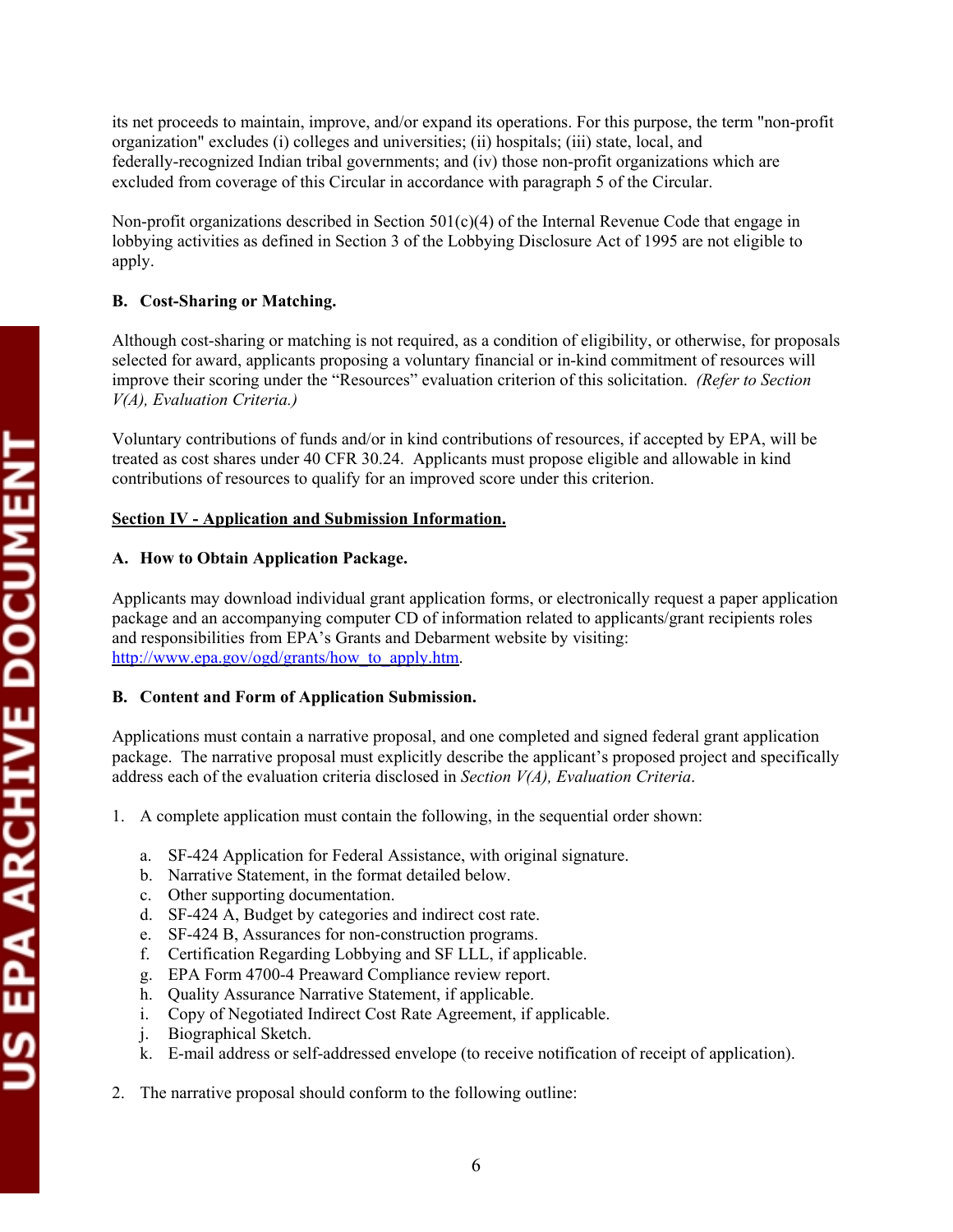its net proceeds to maintain, improve, and/or expand its operations. For this purpose, the term "non-profit organization" excludes (i) colleges and universities; (ii) hospitals; (iii) state, local, and federally-recognized Indian tribal governments; and (iv) those non-profit organizations which are excluded from coverage of this Circular in accordance with paragraph 5 of the Circular.

Non-profit organizations described in Section 501(c)(4) of the Internal Revenue Code that engage in lobbying activities as defined in Section 3 of the Lobbying Disclosure Act of 1995 are not eligible to apply.

**B. Cost-Sharing or Matching.**

Although cost-sharing or matching is not required, as a condition of eligibility, or otherwise, for proposals selected for award, applicants proposing a voluntary financial or in-kind commitment of resources will improve their scoring under the "Resources" evaluation criterion of this solicitation. *(Refer to Section V(A), Evaluation Criteria.)*

Voluntary contributions of funds and/or in kind contributions of resources, if accepted by EPA, will be treated as cost shares under 40 CFR 30.24. Applicants must propose eligible and allowable in kind contributions of resources to qualify for an improved score under this criterion.

## Section IV - Application and Submission Information.

**A. How to Obtain Application Package.**

Applicants may download individual grant application forms, or electronically request a paper application package and an accompanying computer CD of information related to applicants/grant recipients roles and responsibilities from EPA's Grants and Debarment website by visiting: http://www.epa.gov/ogd/grants/how_to_apply.htm.

**B. Content and Form of Application Submission.**

Applications must contain a narrative proposal, and one completed and signed federal grant application package. The narrative proposal must explicitly describe the applicant's proposed project and specifically address each of the evaluation criteria disclosed in *Section V(A), Evaluation Criteria*.

1. A complete application must contain the following, in the sequential order shown:

   a. SF-424 Application for Federal Assistance, with original signature.
   b. Narrative Statement, in the format detailed below.
   c. Other supporting documentation.
   d. SF-424 A, Budget by categories and indirect cost rate.
   e. SF-424 B, Assurances for non-construction programs.
   f. Certification Regarding Lobbying and SF LLL, if applicable.
   g. EPA Form 4700-4 Preaward Compliance review report.
   h. Quality Assurance Narrative Statement, if applicable.
   i. Copy of Negotiated Indirect Cost Rate Agreement, if applicable.
   j. Biographical Sketch.
   k. E-mail address or self-addressed envelope (to receive notification of receipt of application).

2. The narrative proposal should conform to the following outline: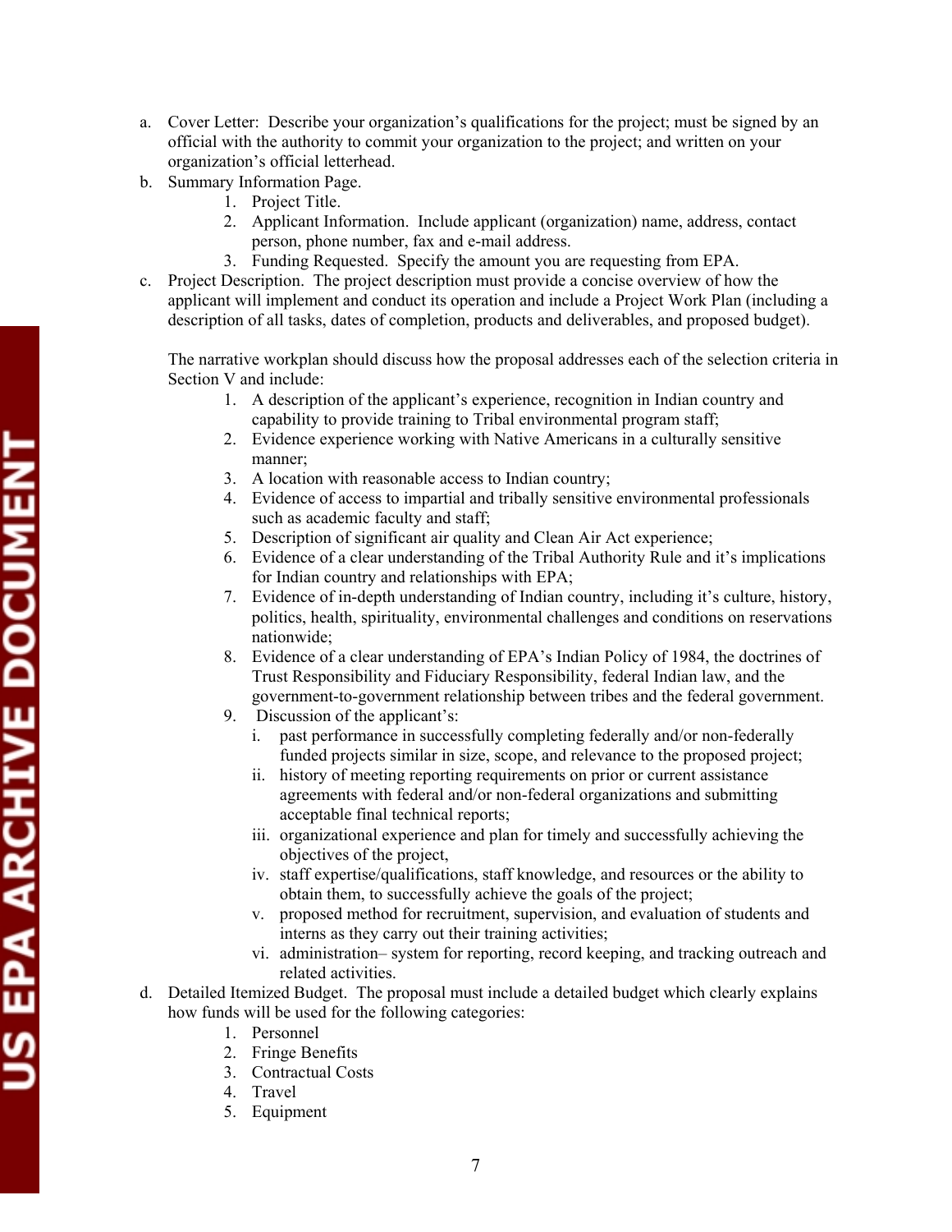a. Cover Letter: Describe your organization's qualifications for the project; must be signed by an official with the authority to commit your organization to the project; and written on your organization's official letterhead.
b. Summary Information Page.
   1. Project Title.
   2. Applicant Information. Include applicant (organization) name, address, contact person, phone number, fax and e-mail address.
   3. Funding Requested. Specify the amount you are requesting from EPA.
c. Project Description. The project description must provide a concise overview of how the applicant will implement and conduct its operation and include a Project Work Plan (including a description of all tasks, dates of completion, products and deliverables, and proposed budget).

   The narrative workplan should discuss how the proposal addresses each of the selection criteria in Section V and include:
   1. A description of the applicant's experience, recognition in Indian country and capability to provide training to Tribal environmental program staff;
   2. Evidence experience working with Native Americans in a culturally sensitive manner;
   3. A location with reasonable access to Indian country;
   4. Evidence of access to impartial and tribally sensitive environmental professionals such as academic faculty and staff;
   5. Description of significant air quality and Clean Air Act experience;
   6. Evidence of a clear understanding of the Tribal Authority Rule and it's implications for Indian country and relationships with EPA;
   7. Evidence of in-depth understanding of Indian country, including it's culture, history, politics, health, spirituality, environmental challenges and conditions on reservations nationwide;
   8. Evidence of a clear understanding of EPA's Indian Policy of 1984, the doctrines of Trust Responsibility and Fiduciary Responsibility, federal Indian law, and the government-to-government relationship between tribes and the federal government.
   9. Discussion of the applicant's:
      i. past performance in successfully completing federally and/or non-federally funded projects similar in size, scope, and relevance to the proposed project;
      ii. history of meeting reporting requirements on prior or current assistance agreements with federal and/or non-federal organizations and submitting acceptable final technical reports;
      iii. organizational experience and plan for timely and successfully achieving the objectives of the project,
      iv. staff expertise/qualifications, staff knowledge, and resources or the ability to obtain them, to successfully achieve the goals of the project;
      v. proposed method for recruitment, supervision, and evaluation of students and interns as they carry out their training activities;
      vi. administration– system for reporting, record keeping, and tracking outreach and related activities.
d. Detailed Itemized Budget. The proposal must include a detailed budget which clearly explains how funds will be used for the following categories:
   1. Personnel
   2. Fringe Benefits
   3. Contractual Costs
   4. Travel
   5. Equipment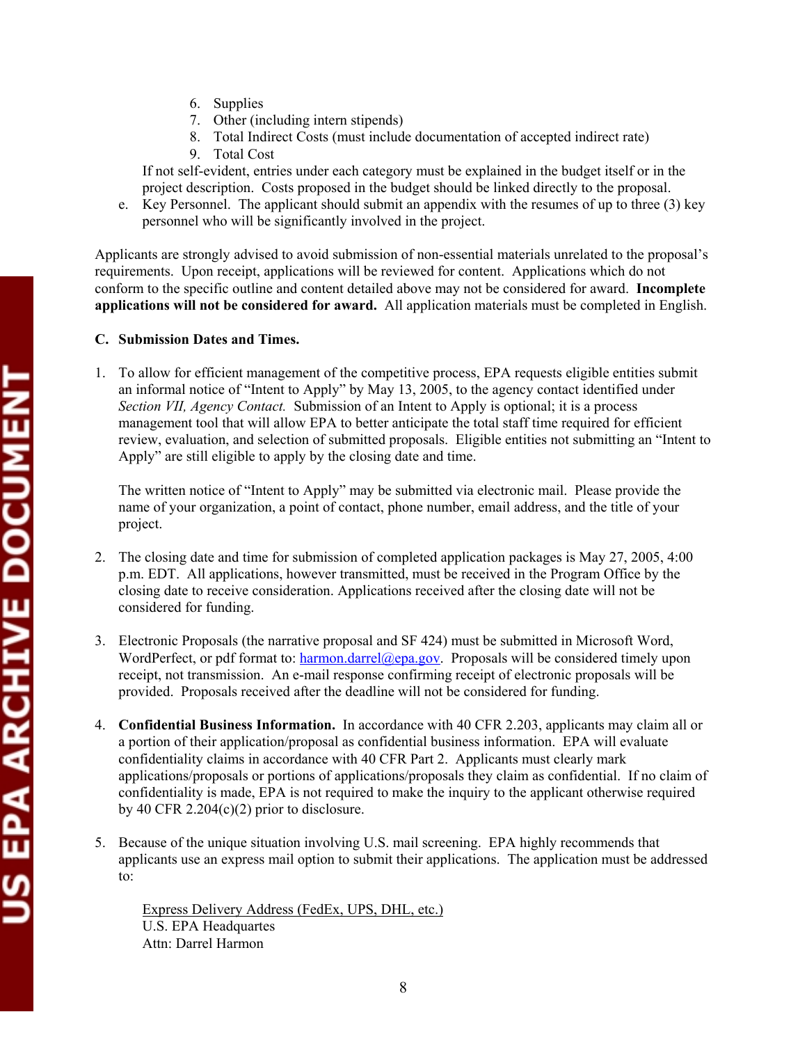6. Supplies
7. Other (including intern stipends)
8. Total Indirect Costs (must include documentation of accepted indirect rate)
9. Total Cost

If not self-evident, entries under each category must be explained in the budget itself or in the project description. Costs proposed in the budget should be linked directly to the proposal.

e. Key Personnel. The applicant should submit an appendix with the resumes of up to three (3) key personnel who will be significantly involved in the project.

Applicants are strongly advised to avoid submission of non-essential materials unrelated to the proposal's requirements. Upon receipt, applications will be reviewed for content. Applications which do not conform to the specific outline and content detailed above may not be considered for award. **Incomplete applications will not be considered for award.** All application materials must be completed in English.

**C. Submission Dates and Times.**

1. To allow for efficient management of the competitive process, EPA requests eligible entities submit an informal notice of "Intent to Apply" by May 13, 2005, to the agency contact identified under *Section VII, Agency Contact.* Submission of an Intent to Apply is optional; it is a process management tool that will allow EPA to better anticipate the total staff time required for efficient review, evaluation, and selection of submitted proposals. Eligible entities not submitting an "Intent to Apply" are still eligible to apply by the closing date and time.

   The written notice of "Intent to Apply" may be submitted via electronic mail. Please provide the name of your organization, a point of contact, phone number, email address, and the title of your project.

2. The closing date and time for submission of completed application packages is May 27, 2005, 4:00 p.m. EDT. All applications, however transmitted, must be received in the Program Office by the closing date to receive consideration. Applications received after the closing date will not be considered for funding.

3. Electronic Proposals (the narrative proposal and SF 424) must be submitted in Microsoft Word, WordPerfect, or pdf format to: harmon.darrel@epa.gov. Proposals will be considered timely upon receipt, not transmission. An e-mail response confirming receipt of electronic proposals will be provided. Proposals received after the deadline will not be considered for funding.

4. **Confidential Business Information.** In accordance with 40 CFR 2.203, applicants may claim all or a portion of their application/proposal as confidential business information. EPA will evaluate confidentiality claims in accordance with 40 CFR Part 2. Applicants must clearly mark applications/proposals or portions of applications/proposals they claim as confidential. If no claim of confidentiality is made, EPA is not required to make the inquiry to the applicant otherwise required by 40 CFR 2.204(c)(2) prior to disclosure.

5. Because of the unique situation involving U.S. mail screening. EPA highly recommends that applicants use an express mail option to submit their applications. The application must be addressed to:

   Express Delivery Address (FedEx, UPS, DHL, etc.)
   U.S. EPA Headquartes
   Attn: Darrel Harmon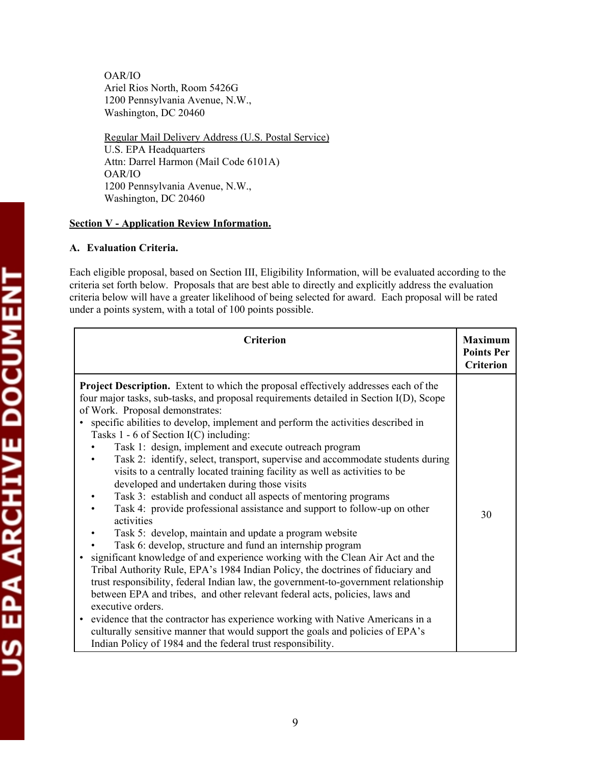OAR/IO
Ariel Rios North, Room 5426G
1200 Pennsylvania Avenue, N.W.,
Washington, DC 20460

Regular Mail Delivery Address (U.S. Postal Service)
U.S. EPA Headquarters
Attn: Darrel Harmon (Mail Code 6101A)
OAR/IO
1200 Pennsylvania Avenue, N.W.,
Washington, DC 20460

## Section V - Application Review Information.

### A. Evaluation Criteria.

Each eligible proposal, based on Section III, Eligibility Information, will be evaluated according to the criteria set forth below. Proposals that are best able to directly and explicitly address the evaluation criteria below will have a greater likelihood of being selected for award. Each proposal will be rated under a points system, with a total of 100 points possible.

| Criterion | Maximum Points Per Criterion |
|---|---|
| **Project Description.** Extent to which the proposal effectively addresses each of the four major tasks, sub-tasks, and proposal requirements detailed in Section I(D), Scope of Work. Proposal demonstrates:<br>• specific abilities to develop, implement and perform the activities described in Tasks 1 - 6 of Section I(C) including:<br>&nbsp;&nbsp;• Task 1: design, implement and execute outreach program<br>&nbsp;&nbsp;• Task 2: identify, select, transport, supervise and accommodate students during visits to a centrally located training facility as well as activities to be developed and undertaken during those visits<br>&nbsp;&nbsp;• Task 3: establish and conduct all aspects of mentoring programs<br>&nbsp;&nbsp;• Task 4: provide professional assistance and support to follow-up on other activities<br>&nbsp;&nbsp;• Task 5: develop, maintain and update a program website<br>&nbsp;&nbsp;• Task 6: develop, structure and fund an internship program<br>• significant knowledge of and experience working with the Clean Air Act and the Tribal Authority Rule, EPA's 1984 Indian Policy, the doctrines of fiduciary and trust responsibility, federal Indian law, the government-to-government relationship between EPA and tribes, and other relevant federal acts, policies, laws and executive orders.<br>• evidence that the contractor has experience working with Native Americans in a culturally sensitive manner that would support the goals and policies of EPA's Indian Policy of 1984 and the federal trust responsibility. | 30 |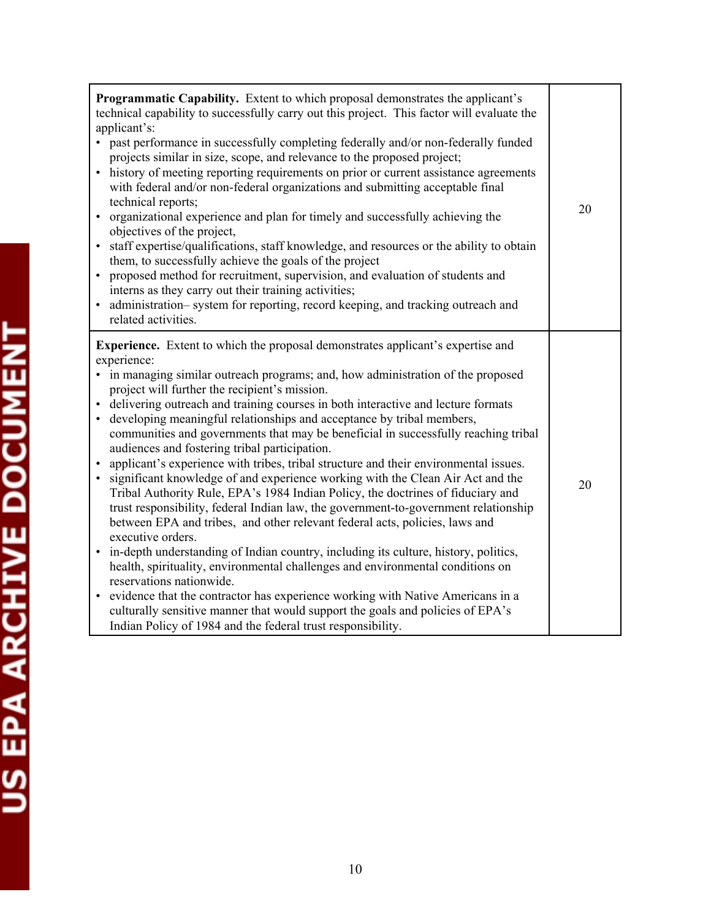| | |
|---|---|
| **Programmatic Capability.** Extent to which proposal demonstrates the applicant's technical capability to successfully carry out this project. This factor will evaluate the applicant's:<br>• past performance in successfully completing federally and/or non-federally funded projects similar in size, scope, and relevance to the proposed project;<br>• history of meeting reporting requirements on prior or current assistance agreements with federal and/or non-federal organizations and submitting acceptable final technical reports;<br>• organizational experience and plan for timely and successfully achieving the objectives of the project,<br>• staff expertise/qualifications, staff knowledge, and resources or the ability to obtain them, to successfully achieve the goals of the project<br>• proposed method for recruitment, supervision, and evaluation of students and interns as they carry out their training activities;<br>• administration– system for reporting, record keeping, and tracking outreach and related activities. | 20 |
| **Experience.** Extent to which the proposal demonstrates applicant's expertise and experience:<br>• in managing similar outreach programs; and, how administration of the proposed project will further the recipient's mission.<br>• delivering outreach and training courses in both interactive and lecture formats<br>• developing meaningful relationships and acceptance by tribal members, communities and governments that may be beneficial in successfully reaching tribal audiences and fostering tribal participation.<br>• applicant's experience with tribes, tribal structure and their environmental issues.<br>• significant knowledge of and experience working with the Clean Air Act and the Tribal Authority Rule, EPA's 1984 Indian Policy, the doctrines of fiduciary and trust responsibility, federal Indian law, the government-to-government relationship between EPA and tribes, and other relevant federal acts, policies, laws and executive orders.<br>• in-depth understanding of Indian country, including its culture, history, politics, health, spirituality, environmental challenges and environmental conditions on reservations nationwide.<br>• evidence that the contractor has experience working with Native Americans in a culturally sensitive manner that would support the goals and policies of EPA's Indian Policy of 1984 and the federal trust responsibility. | 20 |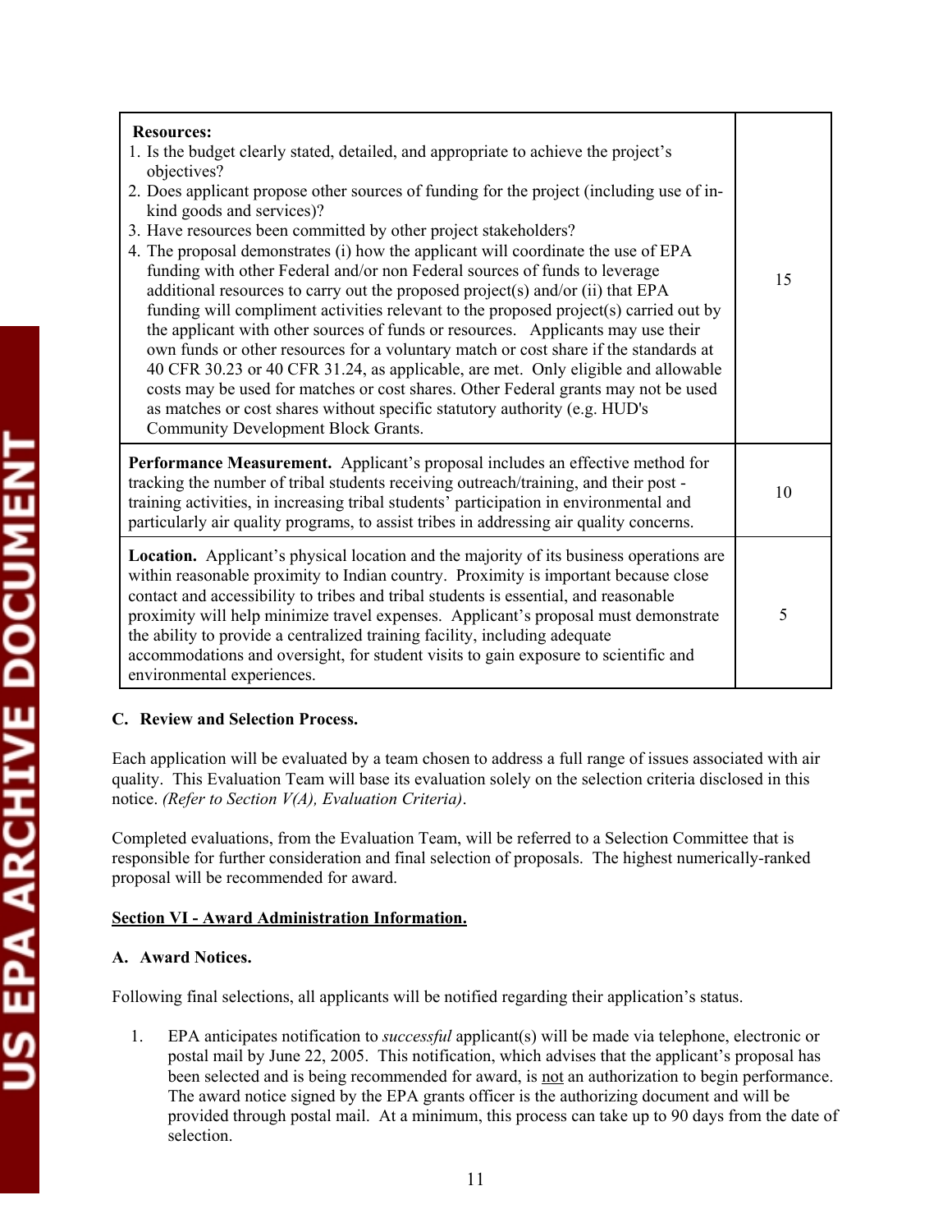| Criteria | Points |
|---|---|
| **Resources:**<br>1. Is the budget clearly stated, detailed, and appropriate to achieve the project's objectives?<br>2. Does applicant propose other sources of funding for the project (including use of in-kind goods and services)?<br>3. Have resources been committed by other project stakeholders?<br>4. The proposal demonstrates (i) how the applicant will coordinate the use of EPA funding with other Federal and/or non Federal sources of funds to leverage additional resources to carry out the proposed project(s) and/or (ii) that EPA funding will compliment activities relevant to the proposed project(s) carried out by the applicant with other sources of funds or resources. Applicants may use their own funds or other resources for a voluntary match or cost share if the standards at 40 CFR 30.23 or 40 CFR 31.24, as applicable, are met. Only eligible and allowable costs may be used for matches or cost shares. Other Federal grants may not be used as matches or cost shares without specific statutory authority (e.g. HUD's Community Development Block Grants. | 15 |
| **Performance Measurement.** Applicant's proposal includes an effective method for tracking the number of tribal students receiving outreach/training, and their post - training activities, in increasing tribal students' participation in environmental and particularly air quality programs, to assist tribes in addressing air quality concerns. | 10 |
| **Location.** Applicant's physical location and the majority of its business operations are within reasonable proximity to Indian country. Proximity is important because close contact and accessibility to tribes and tribal students is essential, and reasonable proximity will help minimize travel expenses. Applicant's proposal must demonstrate the ability to provide a centralized training facility, including adequate accommodations and oversight, for student visits to gain exposure to scientific and environmental experiences. | 5 |

### C. Review and Selection Process.

Each application will be evaluated by a team chosen to address a full range of issues associated with air quality. This Evaluation Team will base its evaluation solely on the selection criteria disclosed in this notice. *(Refer to Section V(A), Evaluation Criteria)*.

Completed evaluations, from the Evaluation Team, will be referred to a Selection Committee that is responsible for further consideration and final selection of proposals. The highest numerically-ranked proposal will be recommended for award.

## Section VI - Award Administration Information.

### A. Award Notices.

Following final selections, all applicants will be notified regarding their application's status.

1. EPA anticipates notification to *successful* applicant(s) will be made via telephone, electronic or postal mail by June 22, 2005. This notification, which advises that the applicant's proposal has been selected and is being recommended for award, is not an authorization to begin performance. The award notice signed by the EPA grants officer is the authorizing document and will be provided through postal mail. At a minimum, this process can take up to 90 days from the date of selection.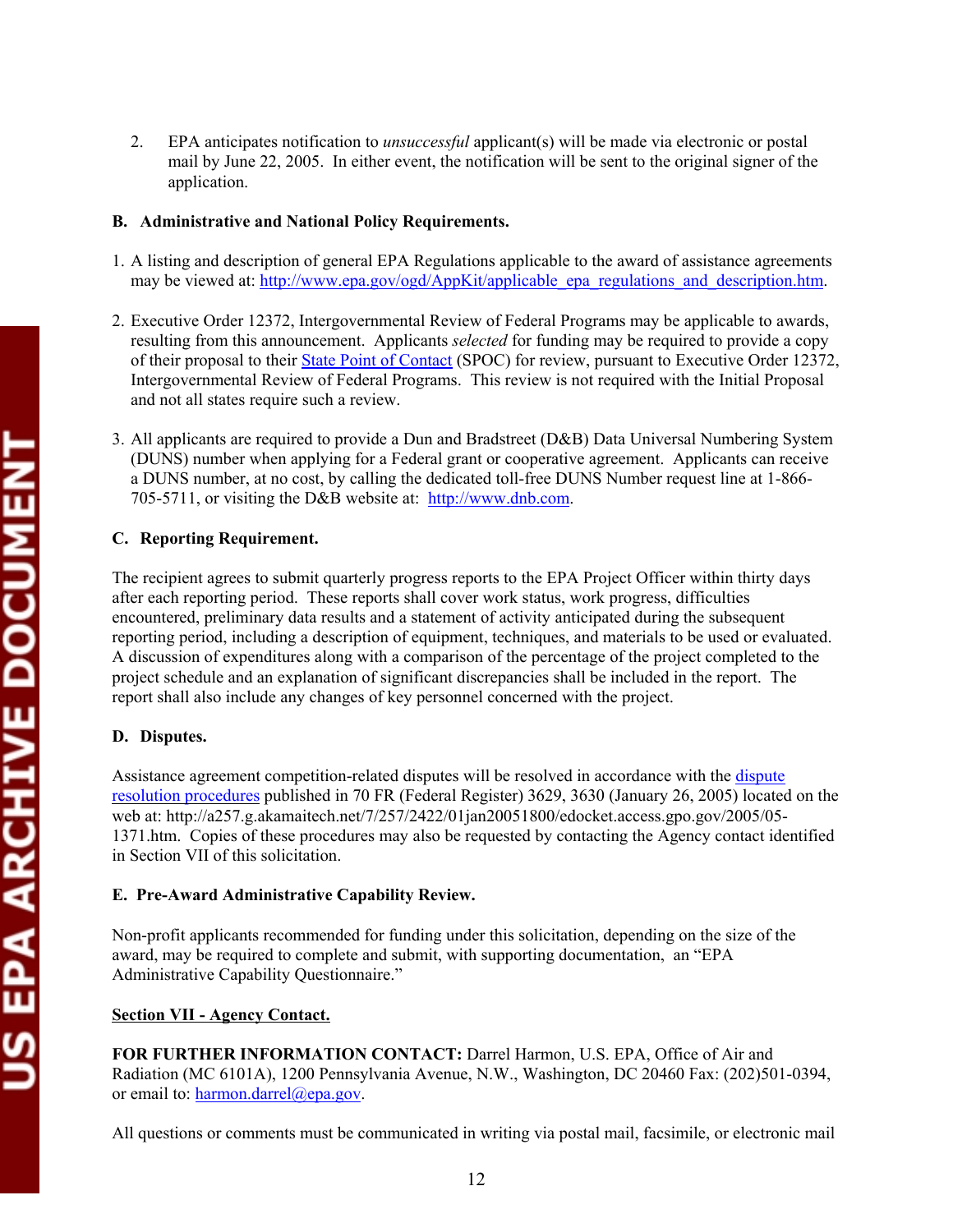2. EPA anticipates notification to *unsuccessful* applicant(s) will be made via electronic or postal mail by June 22, 2005. In either event, the notification will be sent to the original signer of the application.

**B. Administrative and National Policy Requirements.**

1. A listing and description of general EPA Regulations applicable to the award of assistance agreements may be viewed at: http://www.epa.gov/ogd/AppKit/applicable_epa_regulations_and_description.htm.

2. Executive Order 12372, Intergovernmental Review of Federal Programs may be applicable to awards, resulting from this announcement. Applicants *selected* for funding may be required to provide a copy of their proposal to their State Point of Contact (SPOC) for review, pursuant to Executive Order 12372, Intergovernmental Review of Federal Programs. This review is not required with the Initial Proposal and not all states require such a review.

3. All applicants are required to provide a Dun and Bradstreet (D&B) Data Universal Numbering System (DUNS) number when applying for a Federal grant or cooperative agreement. Applicants can receive a DUNS number, at no cost, by calling the dedicated toll-free DUNS Number request line at 1-866-705-5711, or visiting the D&B website at: http://www.dnb.com.

**C. Reporting Requirement.**

The recipient agrees to submit quarterly progress reports to the EPA Project Officer within thirty days after each reporting period. These reports shall cover work status, work progress, difficulties encountered, preliminary data results and a statement of activity anticipated during the subsequent reporting period, including a description of equipment, techniques, and materials to be used or evaluated. A discussion of expenditures along with a comparison of the percentage of the project completed to the project schedule and an explanation of significant discrepancies shall be included in the report. The report shall also include any changes of key personnel concerned with the project.

**D. Disputes.**

Assistance agreement competition-related disputes will be resolved in accordance with the dispute resolution procedures published in 70 FR (Federal Register) 3629, 3630 (January 26, 2005) located on the web at: http://a257.g.akamaitech.net/7/257/2422/01jan20051800/edocket.access.gpo.gov/2005/05-1371.htm. Copies of these procedures may also be requested by contacting the Agency contact identified in Section VII of this solicitation.

**E. Pre-Award Administrative Capability Review.**

Non-profit applicants recommended for funding under this solicitation, depending on the size of the award, may be required to complete and submit, with supporting documentation, an "EPA Administrative Capability Questionnaire."

## Section VII - Agency Contact.

**FOR FURTHER INFORMATION CONTACT:** Darrel Harmon, U.S. EPA, Office of Air and Radiation (MC 6101A), 1200 Pennsylvania Avenue, N.W., Washington, DC 20460 Fax: (202)501-0394, or email to: harmon.darrel@epa.gov.

All questions or comments must be communicated in writing via postal mail, facsimile, or electronic mail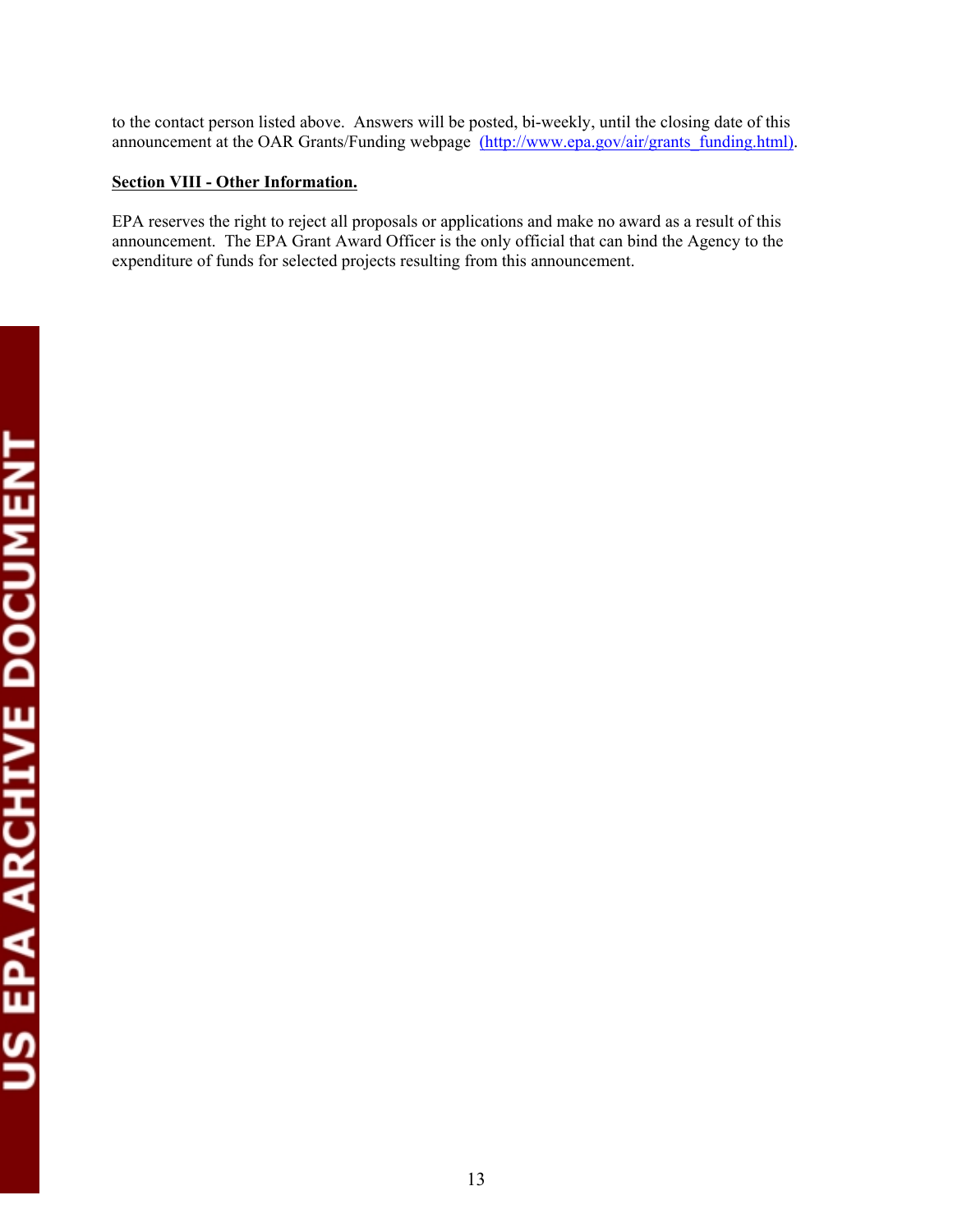to the contact person listed above. Answers will be posted, bi-weekly, until the closing date of this announcement at the OAR Grants/Funding webpage (http://www.epa.gov/air/grants_funding.html).

**Section VIII - Other Information.**

EPA reserves the right to reject all proposals or applications and make no award as a result of this announcement. The EPA Grant Award Officer is the only official that can bind the Agency to the expenditure of funds for selected projects resulting from this announcement.